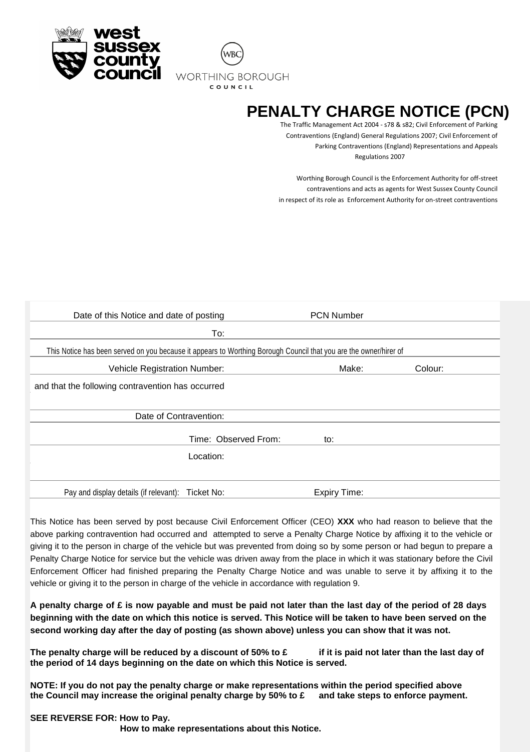west sussex county council

WORTHING BOROUGH COUNCIL

# PENALTY CHARGE NOTICE (PCN)

The Traffic Management Act 2004 - s78 & s82; Civil Enforcement of Parking Contraventions (England) General Regulations 2007; Civil Enforcement of Parking Contraventions (England) Representations and Appeals Regulations 2007

Worthing Borough Council is the Enforcement Authority for off-street contraventions and acts as agents for West Sussex County Council in respect of its role as Enforcement Authority for on-street contraventions

| | | |
|---|---|---|
| Date of this Notice and date of posting | PCN Number | |
| To: | | |
| This Notice has been served on you because it appears to Worthing Borough Council that you are the owner/hirer of | | |
| Vehicle Registration Number: | Make: | Colour: |
| and that the following contravention has occurred | | |
| Date of Contravention: | | |
| Time: Observed From: | to: | |
| Location: | | |
| Pay and display details (if relevant): Ticket No: | Expiry Time: | |

This Notice has been served by post because Civil Enforcement Officer (CEO) **XXX** who had reason to believe that the above parking contravention had occurred and attempted to serve a Penalty Charge Notice by affixing it to the vehicle or giving it to the person in charge of the vehicle but was prevented from doing so by some person or had begun to prepare a Penalty Charge Notice for service but the vehicle was driven away from the place in which it was stationary before the Civil Enforcement Officer had finished preparing the Penalty Charge Notice and was unable to serve it by affixing it to the vehicle or giving it to the person in charge of the vehicle in accordance with regulation 9.

**A penalty charge of £ is now payable and must be paid not later than the last day of the period of 28 days beginning with the date on which this notice is served. This Notice will be taken to have been served on the second working day after the day of posting (as shown above) unless you can show that it was not.**

**The penalty charge will be reduced by a discount of 50% to £ if it is paid not later than the last day of the period of 14 days beginning on the date on which this Notice is served.**

**NOTE: If you do not pay the penalty charge or make representations within the period specified above the Council may increase the original penalty charge by 50% to £ and take steps to enforce payment.**

**SEE REVERSE FOR: How to Pay.**
**How to make representations about this Notice.**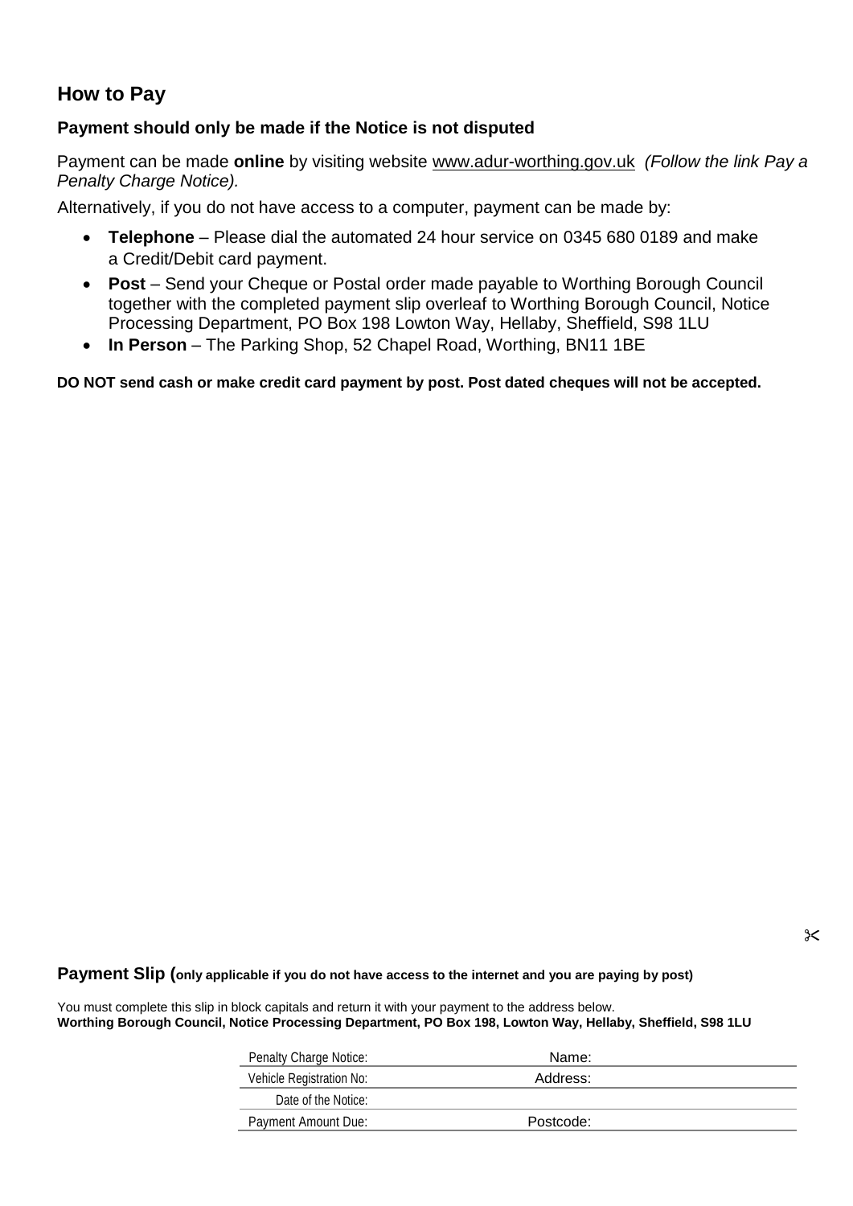## How to Pay

**Payment should only be made if the Notice is not disputed**

Payment can be made **online** by visiting website www.adur-worthing.gov.uk *(Follow the link Pay a Penalty Charge Notice).*

Alternatively, if you do not have access to a computer, payment can be made by:

- **Telephone** – Please dial the automated 24 hour service on 0345 680 0189 and make a Credit/Debit card payment.
- **Post** – Send your Cheque or Postal order made payable to Worthing Borough Council together with the completed payment slip overleaf to Worthing Borough Council, Notice Processing Department, PO Box 198 Lowton Way, Hellaby, Sheffield, S98 1LU
- **In Person** – The Parking Shop, 52 Chapel Road, Worthing, BN11 1BE

**DO NOT send cash or make credit card payment by post. Post dated cheques will not be accepted.**

✂

**Payment Slip (only applicable if you do not have access to the internet and you are paying by post)**

You must complete this slip in block capitals and return it with your payment to the address below.
**Worthing Borough Council, Notice Processing Department, PO Box 198, Lowton Way, Hellaby, Sheffield, S98 1LU**

| | |
|---|---|
| Penalty Charge Notice: | Name: |
| Vehicle Registration No: | Address: |
| Date of the Notice: | |
| Payment Amount Due: | Postcode: |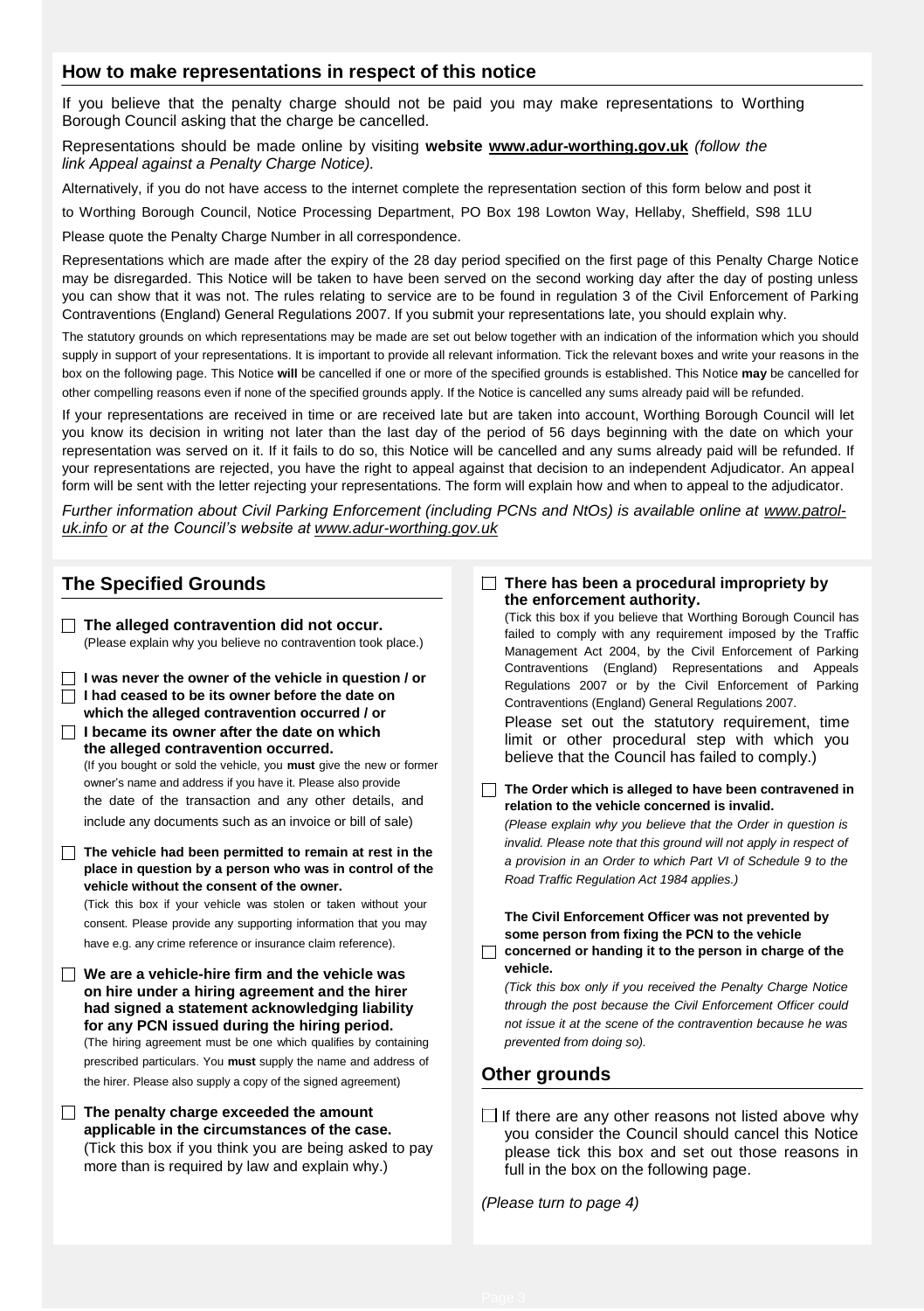## How to make representations in respect of this notice

If you believe that the penalty charge should not be paid you may make representations to Worthing Borough Council asking that the charge be cancelled.

Representations should be made online by visiting **website www.adur-worthing.gov.uk** *(follow the link Appeal against a Penalty Charge Notice).*

Alternatively, if you do not have access to the internet complete the representation section of this form below and post it to Worthing Borough Council, Notice Processing Department, PO Box 198 Lowton Way, Hellaby, Sheffield, S98 1LU

Please quote the Penalty Charge Number in all correspondence.

Representations which are made after the expiry of the 28 day period specified on the first page of this Penalty Charge Notice may be disregarded. This Notice will be taken to have been served on the second working day after the day of posting unless you can show that it was not. The rules relating to service are to be found in regulation 3 of the Civil Enforcement of Parking Contraventions (England) General Regulations 2007. If you submit your representations late, you should explain why.

The statutory grounds on which representations may be made are set out below together with an indication of the information which you should supply in support of your representations. It is important to provide all relevant information. Tick the relevant boxes and write your reasons in the box on the following page. This Notice **will** be cancelled if one or more of the specified grounds is established. This Notice **may** be cancelled for other compelling reasons even if none of the specified grounds apply. If the Notice is cancelled any sums already paid will be refunded.

If your representations are received in time or are received late but are taken into account, Worthing Borough Council will let you know its decision in writing not later than the last day of the period of 56 days beginning with the date on which your representation was served on it. If it fails to do so, this Notice will be cancelled and any sums already paid will be refunded. If your representations are rejected, you have the right to appeal against that decision to an independent Adjudicator. An appeal form will be sent with the letter rejecting your representations. The form will explain how and when to appeal to the adjudicator.

*Further information about Civil Parking Enforcement (including PCNs and NtOs) is available online at www.patrol-uk.info or at the Council's website at www.adur-worthing.gov.uk*

## The Specified Grounds

☐ **The alleged contravention did not occur.**
(Please explain why you believe no contravention took place.)

☐ **I was never the owner of the vehicle in question / or**
☐ **I had ceased to be its owner before the date on which the alleged contravention occurred / or**
☐ **I became its owner after the date on which the alleged contravention occurred.**
(If you bought or sold the vehicle, you **must** give the new or former owner's name and address if you have it. Please also provide the date of the transaction and any other details, and include any documents such as an invoice or bill of sale)

☐ **The vehicle had been permitted to remain at rest in the place in question by a person who was in control of the vehicle without the consent of the owner.**
(Tick this box if your vehicle was stolen or taken without your consent. Please provide any supporting information that you may have e.g. any crime reference or insurance claim reference).

☐ **We are a vehicle-hire firm and the vehicle was on hire under a hiring agreement and the hirer had signed a statement acknowledging liability for any PCN issued during the hiring period.**
(The hiring agreement must be one which qualifies by containing prescribed particulars. You **must** supply the name and address of the hirer. Please also supply a copy of the signed agreement)

☐ **The penalty charge exceeded the amount applicable in the circumstances of the case.**
(Tick this box if you think you are being asked to pay more than is required by law and explain why.)

☐ **There has been a procedural impropriety by the enforcement authority.**
(Tick this box if you believe that Worthing Borough Council has failed to comply with any requirement imposed by the Traffic Management Act 2004, by the Civil Enforcement of Parking Contraventions (England) Representations and Appeals Regulations 2007 or by the Civil Enforcement of Parking Contraventions (England) General Regulations 2007.
Please set out the statutory requirement, time limit or other procedural step with which you believe that the Council has failed to comply.)

☐ **The Order which is alleged to have been contravened in relation to the vehicle concerned is invalid.**
*(Please explain why you believe that the Order in question is invalid. Please note that this ground will not apply in respect of a provision in an Order to which Part VI of Schedule 9 to the Road Traffic Regulation Act 1984 applies.)*

☐ **The Civil Enforcement Officer was not prevented by some person from fixing the PCN to the vehicle concerned or handing it to the person in charge of the vehicle.**
*(Tick this box only if you received the Penalty Charge Notice through the post because the Civil Enforcement Officer could not issue it at the scene of the contravention because he was prevented from doing so).*

## Other grounds

☐ If there are any other reasons not listed above why you consider the Council should cancel this Notice please tick this box and set out those reasons in full in the box on the following page.

*(Please turn to page 4)*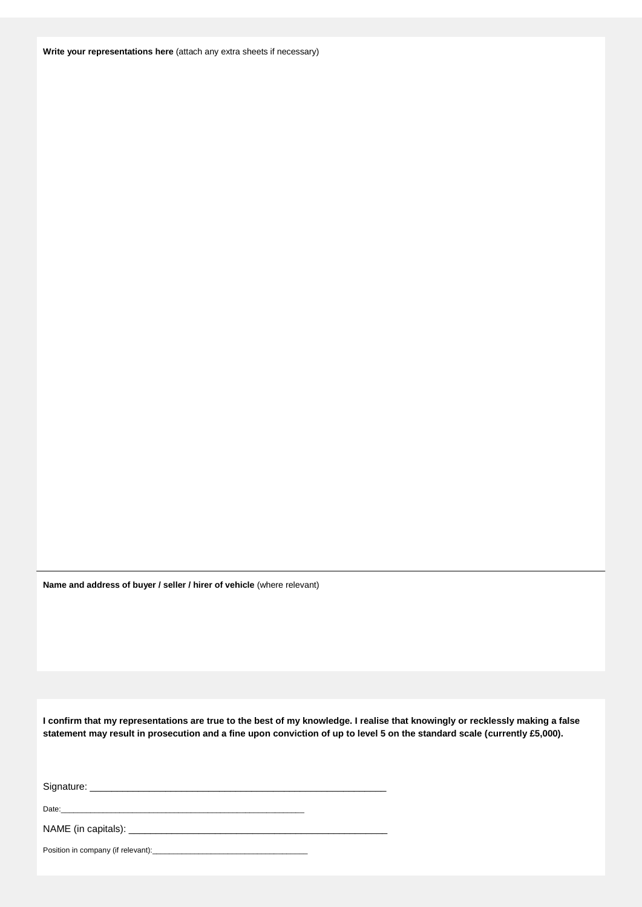**Write your representations here** (attach any extra sheets if necessary)

**Name and address of buyer / seller / hirer of vehicle** (where relevant)

**I confirm that my representations are true to the best of my knowledge. I realise that knowingly or recklessly making a false statement may result in prosecution and a fine upon conviction of up to level 5 on the standard scale (currently £5,000).**

Signature: _______________________________________________________

Date:_______________________________________________________

NAME (in capitals): _______________________________________________________

Position in company (if relevant):____________________________________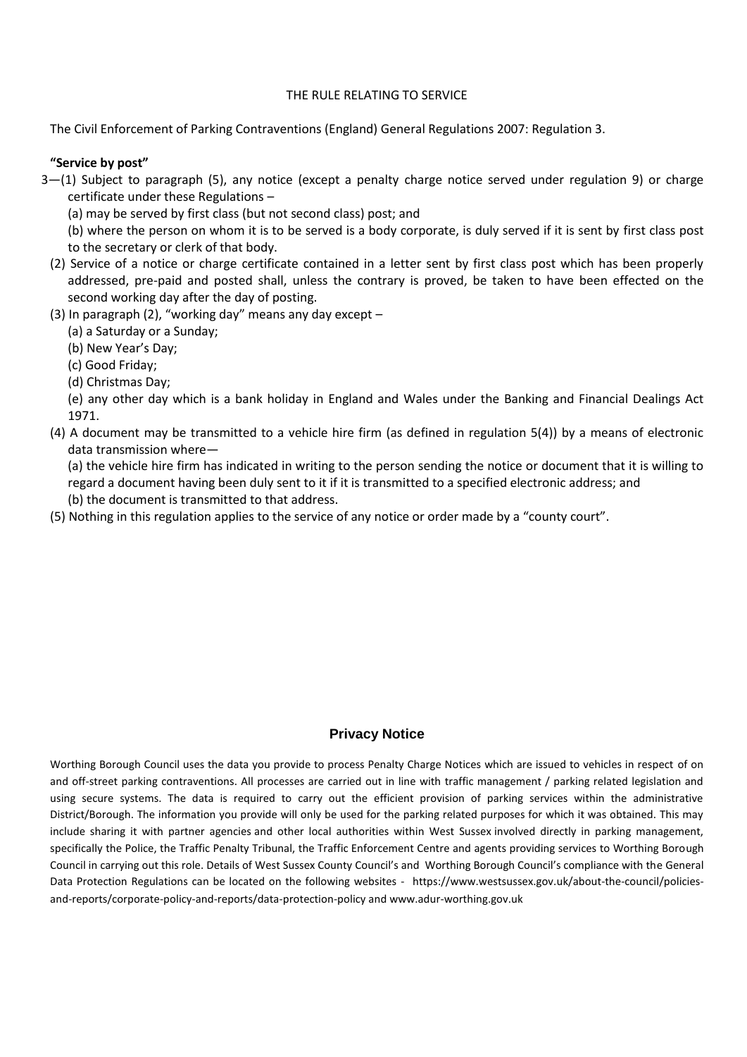## THE RULE RELATING TO SERVICE

The Civil Enforcement of Parking Contraventions (England) General Regulations 2007: Regulation 3.

**"Service by post"**

3—(1) Subject to paragraph (5), any notice (except a penalty charge notice served under regulation 9) or charge certificate under these Regulations –

(a) may be served by first class (but not second class) post; and

(b) where the person on whom it is to be served is a body corporate, is duly served if it is sent by first class post to the secretary or clerk of that body.

(2) Service of a notice or charge certificate contained in a letter sent by first class post which has been properly addressed, pre-paid and posted shall, unless the contrary is proved, be taken to have been effected on the second working day after the day of posting.

(3) In paragraph (2), "working day" means any day except –

(a) a Saturday or a Sunday;

(b) New Year's Day;

(c) Good Friday;

(d) Christmas Day;

(e) any other day which is a bank holiday in England and Wales under the Banking and Financial Dealings Act 1971.

(4) A document may be transmitted to a vehicle hire firm (as defined in regulation 5(4)) by a means of electronic data transmission where—

(a) the vehicle hire firm has indicated in writing to the person sending the notice or document that it is willing to regard a document having been duly sent to it if it is transmitted to a specified electronic address; and

(b) the document is transmitted to that address.

(5) Nothing in this regulation applies to the service of any notice or order made by a "county court".

## Privacy Notice

Worthing Borough Council uses the data you provide to process Penalty Charge Notices which are issued to vehicles in respect of on and off-street parking contraventions. All processes are carried out in line with traffic management / parking related legislation and using secure systems. The data is required to carry out the efficient provision of parking services within the administrative District/Borough. The information you provide will only be used for the parking related purposes for which it was obtained. This may include sharing it with partner agencies and other local authorities within West Sussex involved directly in parking management, specifically the Police, the Traffic Penalty Tribunal, the Traffic Enforcement Centre and agents providing services to Worthing Borough Council in carrying out this role. Details of West Sussex County Council's and Worthing Borough Council's compliance with the General Data Protection Regulations can be located on the following websites - https://www.westsussex.gov.uk/about-the-council/policies-and-reports/corporate-policy-and-reports/data-protection-policy and www.adur-worthing.gov.uk